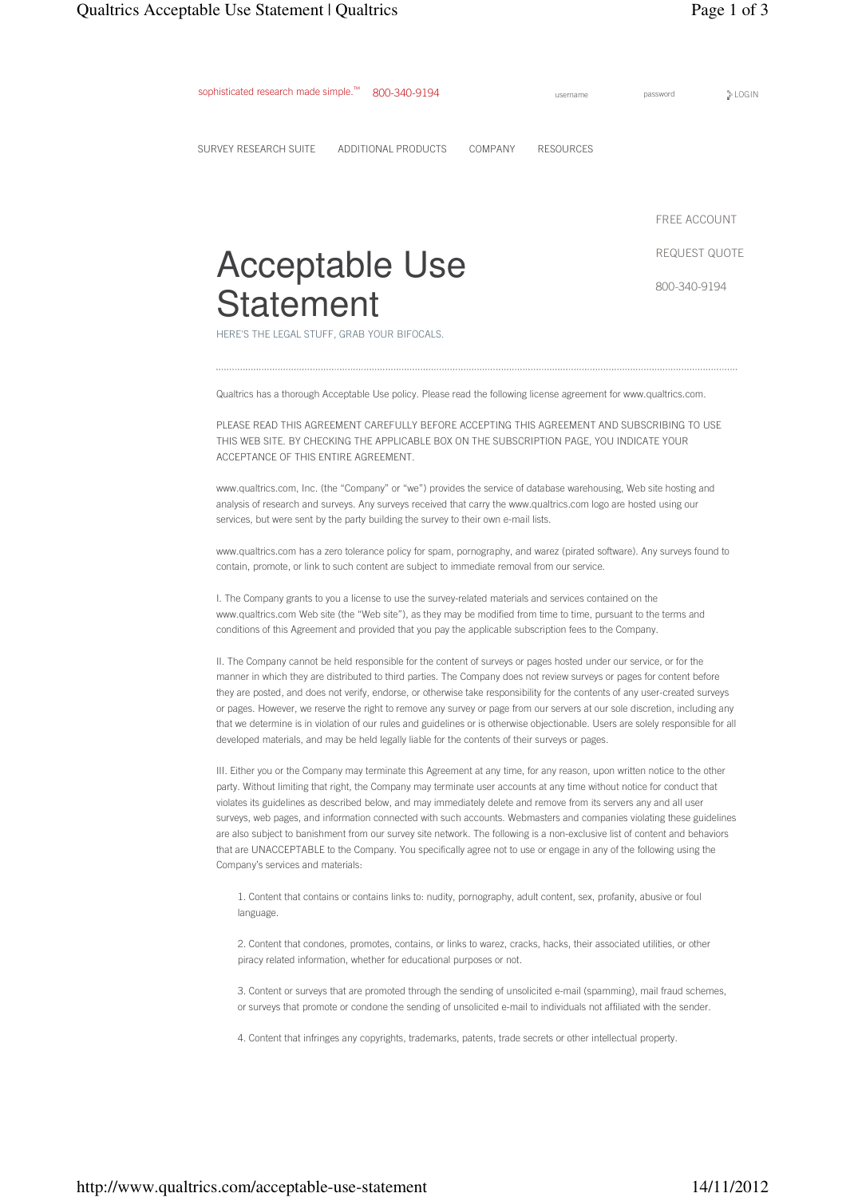sophisticated research made simple.™ 800-340-9194

username password LOGIN

SURVEY RESEARCH SUITE ADDITIONAL PRODUCTS COMPANY RESOURCES

FREE ACCOUNT

REQUEST QUOTE

800-340-9194

# Acceptable Use Statement

HERE'S THE LEGAL STUFF, GRAB YOUR BIFOCALS.

Qualtrics has a thorough Acceptable Use policy. Please read the following license agreement for www.qualtrics.com.

PLEASE READ THIS AGREEMENT CAREFULLY BEFORE ACCEPTING THIS AGREEMENT AND SUBSCRIBING TO USE THIS WEB SITE. BY CHECKING THE APPLICABLE BOX ON THE SUBSCRIPTION PAGE, YOU INDICATE YOUR ACCEPTANCE OF THIS ENTIRE AGREEMENT.

www.qualtrics.com, Inc. (the "Company" or "we") provides the service of database warehousing, Web site hosting and analysis of research and surveys. Any surveys received that carry the www.qualtrics.com logo are hosted using our services, but were sent by the party building the survey to their own e-mail lists.

www.qualtrics.com has a zero tolerance policy for spam, pornography, and warez (pirated software). Any surveys found to contain, promote, or link to such content are subject to immediate removal from our service.

I. The Company grants to you a license to use the survey-related materials and services contained on the www.qualtrics.com Web site (the "Web site"), as they may be modified from time to time, pursuant to the terms and conditions of this Agreement and provided that you pay the applicable subscription fees to the Company.

II. The Company cannot be held responsible for the content of surveys or pages hosted under our service, or for the manner in which they are distributed to third parties. The Company does not review surveys or pages for content before they are posted, and does not verify, endorse, or otherwise take responsibility for the contents of any user-created surveys or pages. However, we reserve the right to remove any survey or page from our servers at our sole discretion, including any that we determine is in violation of our rules and guidelines or is otherwise objectionable. Users are solely responsible for all developed materials, and may be held legally liable for the contents of their surveys or pages.

III. Either you or the Company may terminate this Agreement at any time, for any reason, upon written notice to the other party. Without limiting that right, the Company may terminate user accounts at any time without notice for conduct that violates its guidelines as described below, and may immediately delete and remove from its servers any and all user surveys, web pages, and information connected with such accounts. Webmasters and companies violating these guidelines are also subject to banishment from our survey site network. The following is a non-exclusive list of content and behaviors that are UNACCEPTABLE to the Company. You specifically agree not to use or engage in any of the following using the Company's services and materials:

1. Content that contains or contains links to: nudity, pornography, adult content, sex, profanity, abusive or foul language.

2. Content that condones, promotes, contains, or links to warez, cracks, hacks, their associated utilities, or other piracy related information, whether for educational purposes or not.

3. Content or surveys that are promoted through the sending of unsolicited e-mail (spamming), mail fraud schemes, or surveys that promote or condone the sending of unsolicited e-mail to individuals not affiliated with the sender.

4. Content that infringes any copyrights, trademarks, patents, trade secrets or other intellectual property.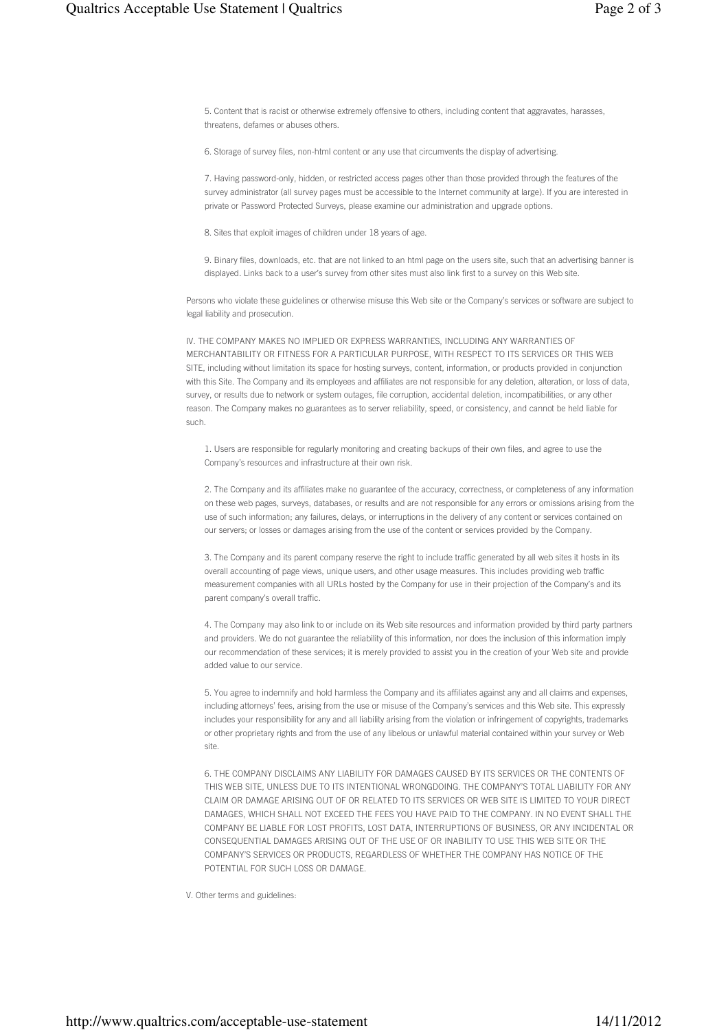5. Content that is racist or otherwise extremely offensive to others, including content that aggravates, harasses, threatens, defames or abuses others.

6. Storage of survey files, non-html content or any use that circumvents the display of advertising.

7. Having password-only, hidden, or restricted access pages other than those provided through the features of the survey administrator (all survey pages must be accessible to the Internet community at large). If you are interested in private or Password Protected Surveys, please examine our administration and upgrade options.

8. Sites that exploit images of children under 18 years of age.

9. Binary files, downloads, etc. that are not linked to an html page on the users site, such that an advertising banner is displayed. Links back to a user's survey from other sites must also link first to a survey on this Web site.

Persons who violate these guidelines or otherwise misuse this Web site or the Company's services or software are subject to legal liability and prosecution.

IV. THE COMPANY MAKES NO IMPLIED OR EXPRESS WARRANTIES, INCLUDING ANY WARRANTIES OF MERCHANTABILITY OR FITNESS FOR A PARTICULAR PURPOSE, WITH RESPECT TO ITS SERVICES OR THIS WEB SITE, including without limitation its space for hosting surveys, content, information, or products provided in conjunction with this Site. The Company and its employees and affiliates are not responsible for any deletion, alteration, or loss of data, survey, or results due to network or system outages, file corruption, accidental deletion, incompatibilities, or any other reason. The Company makes no guarantees as to server reliability, speed, or consistency, and cannot be held liable for such.

1. Users are responsible for regularly monitoring and creating backups of their own files, and agree to use the Company's resources and infrastructure at their own risk.

2. The Company and its affiliates make no guarantee of the accuracy, correctness, or completeness of any information on these web pages, surveys, databases, or results and are not responsible for any errors or omissions arising from the use of such information; any failures, delays, or interruptions in the delivery of any content or services contained on our servers; or losses or damages arising from the use of the content or services provided by the Company.

3. The Company and its parent company reserve the right to include traffic generated by all web sites it hosts in its overall accounting of page views, unique users, and other usage measures. This includes providing web traffic measurement companies with all URLs hosted by the Company for use in their projection of the Company's and its parent company's overall traffic.

4. The Company may also link to or include on its Web site resources and information provided by third party partners and providers. We do not guarantee the reliability of this information, nor does the inclusion of this information imply our recommendation of these services; it is merely provided to assist you in the creation of your Web site and provide added value to our service.

5. You agree to indemnify and hold harmless the Company and its affiliates against any and all claims and expenses, including attorneys' fees, arising from the use or misuse of the Company's services and this Web site. This expressly includes your responsibility for any and all liability arising from the violation or infringement of copyrights, trademarks or other proprietary rights and from the use of any libelous or unlawful material contained within your survey or Web site.

6. THE COMPANY DISCLAIMS ANY LIABILITY FOR DAMAGES CAUSED BY ITS SERVICES OR THE CONTENTS OF THIS WEB SITE, UNLESS DUE TO ITS INTENTIONAL WRONGDOING. THE COMPANY'S TOTAL LIABILITY FOR ANY CLAIM OR DAMAGE ARISING OUT OF OR RELATED TO ITS SERVICES OR WEB SITE IS LIMITED TO YOUR DIRECT DAMAGES, WHICH SHALL NOT EXCEED THE FEES YOU HAVE PAID TO THE COMPANY. IN NO EVENT SHALL THE COMPANY BE LIABLE FOR LOST PROFITS, LOST DATA, INTERRUPTIONS OF BUSINESS, OR ANY INCIDENTAL OR CONSEQUENTIAL DAMAGES ARISING OUT OF THE USE OF OR INABILITY TO USE THIS WEB SITE OR THE COMPANY'S SERVICES OR PRODUCTS, REGARDLESS OF WHETHER THE COMPANY HAS NOTICE OF THE POTENTIAL FOR SUCH LOSS OR DAMAGE.

V. Other terms and guidelines: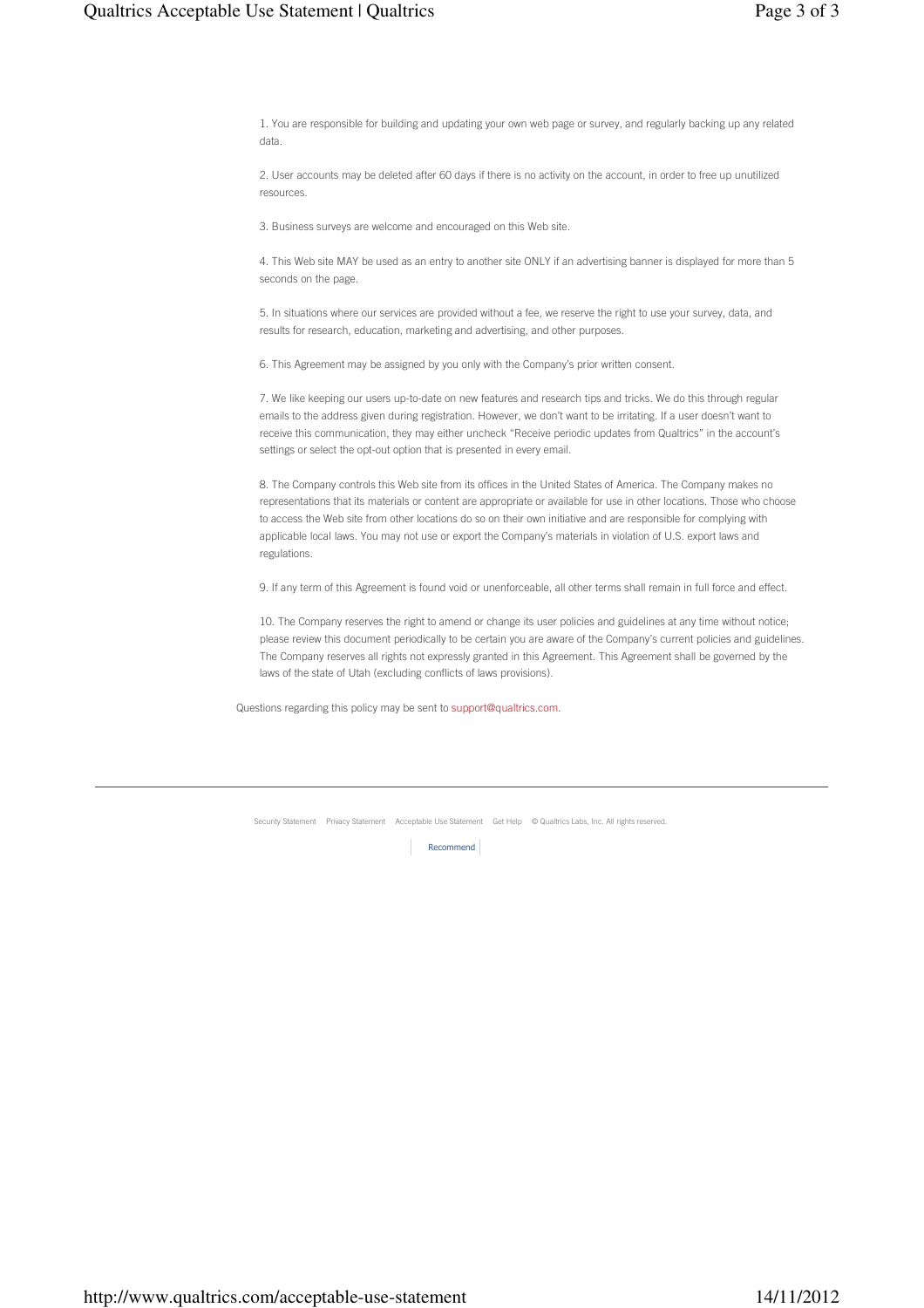1. You are responsible for building and updating your own web page or survey, and regularly backing up any related data.

2. User accounts may be deleted after 60 days if there is no activity on the account, in order to free up unutilized resources.

3. Business surveys are welcome and encouraged on this Web site.

4. This Web site MAY be used as an entry to another site ONLY if an advertising banner is displayed for more than 5 seconds on the page.

5. In situations where our services are provided without a fee, we reserve the right to use your survey, data, and results for research, education, marketing and advertising, and other purposes.

6. This Agreement may be assigned by you only with the Company's prior written consent.

7. We like keeping our users up-to-date on new features and research tips and tricks. We do this through regular emails to the address given during registration. However, we don't want to be irritating. If a user doesn't want to receive this communication, they may either uncheck "Receive periodic updates from Qualtrics" in the account's settings or select the opt-out option that is presented in every email.

8. The Company controls this Web site from its offices in the United States of America. The Company makes no representations that its materials or content are appropriate or available for use in other locations. Those who choose to access the Web site from other locations do so on their own initiative and are responsible for complying with applicable local laws. You may not use or export the Company's materials in violation of U.S. export laws and regulations.

9. If any term of this Agreement is found void or unenforceable, all other terms shall remain in full force and effect.

10. The Company reserves the right to amend or change its user policies and guidelines at any time without notice; please review this document periodically to be certain you are aware of the Company's current policies and guidelines. The Company reserves all rights not expressly granted in this Agreement. This Agreement shall be governed by the laws of the state of Utah (excluding conflicts of laws provisions).

Questions regarding this policy may be sent to support@qualtrics.com.

---

Security Statement Privacy Statement Acceptable Use Statement Get Help © Qualtrics Labs, Inc. All rights reserved.

Recommend